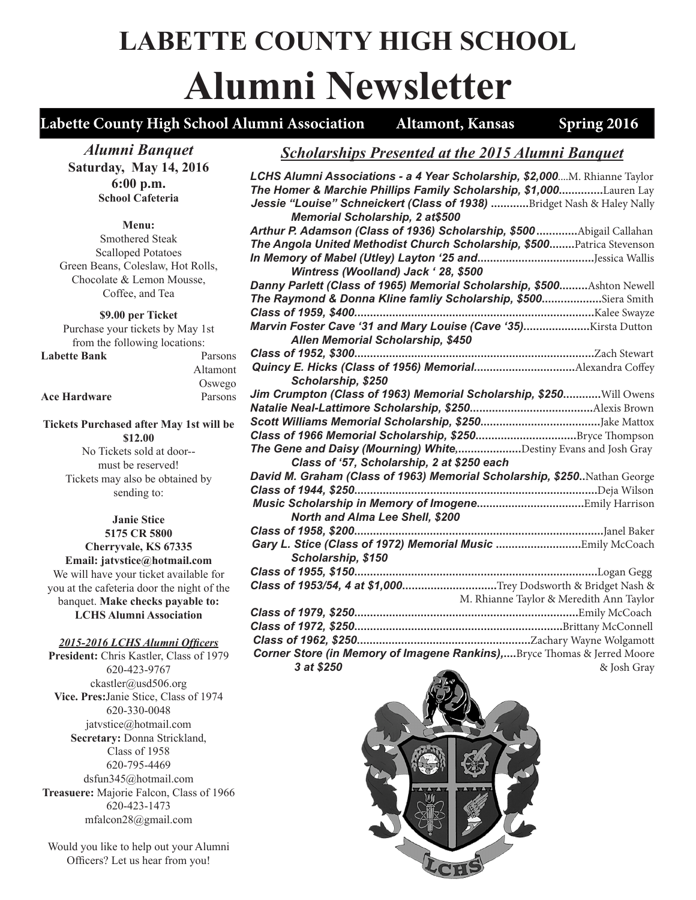# LABETTE COUNTY HIGH SCHOOL

# Alumni Newsletter

**Labette County High School Alumni Association — Altamont, Kansas — Spring 2016**

## *Alumni Banquet*

**Saturday, May 14, 2016**
**6:00 p.m.**
**School Cafeteria**

**Menu:**
Smothered Steak
Scalloped Potatoes
Green Beans, Coleslaw, Hot Rolls,
Chocolate & Lemon Mousse,
Coffee, and Tea

**$9.00 per Ticket**
Purchase your tickets by May 1st from the following locations:

**Labette Bank** — Parsons, Altamont, Oswego
**Ace Hardware** — Parsons

**Tickets Purchased after May 1st will be $12.00**
No Tickets sold at door--
must be reserved!
Tickets may also be obtained by sending to:

**Janie Stice**
**5175 CR 5800**
**Cherryvale, KS 67335**
**Email: jatvstice@hotmail.com**
We will have your ticket available for you at the cafeteria door the night of the banquet. **Make checks payable to: LCHS Alumni Association**

### *2015-2016 LCHS Alumni Officers*

**President:** Chris Kastler, Class of 1979
620-423-9767
ckastler@usd506.org

**Vice. Pres:** Janie Stice, Class of 1974
620-330-0048
jatvstice@hotmail.com

**Secretary:** Donna Strickland, Class of 1958
620-795-4469
dsfun345@hotmail.com

**Treasuere:** Majorie Falcon, Class of 1966
620-423-1473
mfalcon28@gmail.com

Would you like to help out your Alumni Officers? Let us hear from you!

## *Scholarships Presented at the 2015 Alumni Banquet*

***LCHS Alumni Associations - a 4 Year Scholarship, $2,000***....M. Rhianne Taylor
***The Homer & Marchie Phillips Family Scholarship, $1,000***..............Lauren Lay
***Jessie "Louise" Schneickert (Class of 1938) Memorial Scholarship, 2 at$500***............Bridget Nash & Haley Nally
***Arthur P. Adamson (Class of 1936) Scholarship, $500***.............Abigail Callahan
***The Angola United Methodist Church Scholarship, $500***........Patrica Stevenson
***In Memory of Mabel (Utley) Layton '25 and Wintress (Woolland) Jack ' 28, $500***.....................................Jessica Wallis
***Danny Parlett (Class of 1965) Memorial Scholarship, $500***.........Ashton Newell
***The Raymond & Donna Kline famliy Scholarship, $500***...................Siera Smith
***Class of 1959, $400***.........................................................................Kalee Swayze
***Marvin Foster Cave '31 and Mary Louise (Cave '35) Allen Memorial Scholarship, $450***.....................Kirsta Dutton
***Class of 1952, $300***.........................................................................Zach Stewart
***Quincy E. Hicks (Class of 1956) Memorial Scholarship, $250***................................Alexandra Coffey
***Jim Crumpton (Class of 1963) Memorial Scholarship, $250***............Will Owens
***Natalie Neal-Lattimore Scholarship, $250***......................................Alexis Brown
***Scott Williams Memorial Scholarship, $250***......................................Jake Mattox
***Class of 1966 Memorial Scholarship, $250***................................Bryce Thompson
***The Gene and Daisy (Mourning) White, Class of '57, Scholarship, 2 at $250 each***....................Destiny Evans and Josh Gray
***David M. Graham (Class of 1963) Memorial Scholarship, $250***..Nathan George
***Class of 1944, $250***.........................................................................Deja Wilson
***Music Scholarship in Memory of Imogene North and Alma Lee Shell, $200***.................................Emily Harrison
***Class of 1958, $200***.........................................................................Janel Baker
***Gary L. Stice (Class of 1972) Memorial Music Scholarship, $150***...........................Emily McCoach
***Class of 1955, $150***.........................................................................Logan Gegg
***Class of 1953/54, 4 at $1,000***.............................Trey Dodsworth & Bridget Nash & M. Rhianne Taylor & Meredith Ann Taylor
***Class of 1979, $250***.........................................................................Emily McCoach
***Class of 1972, $250***.........................................................................Brittany McConnell
***Class of 1962, $250***.........................................................Zachary Wayne Wolgamott
***Corner Store (in Memory of Imagene Rankins), 3 at $250***....Bryce Thomas & Jerred Moore & Josh Gray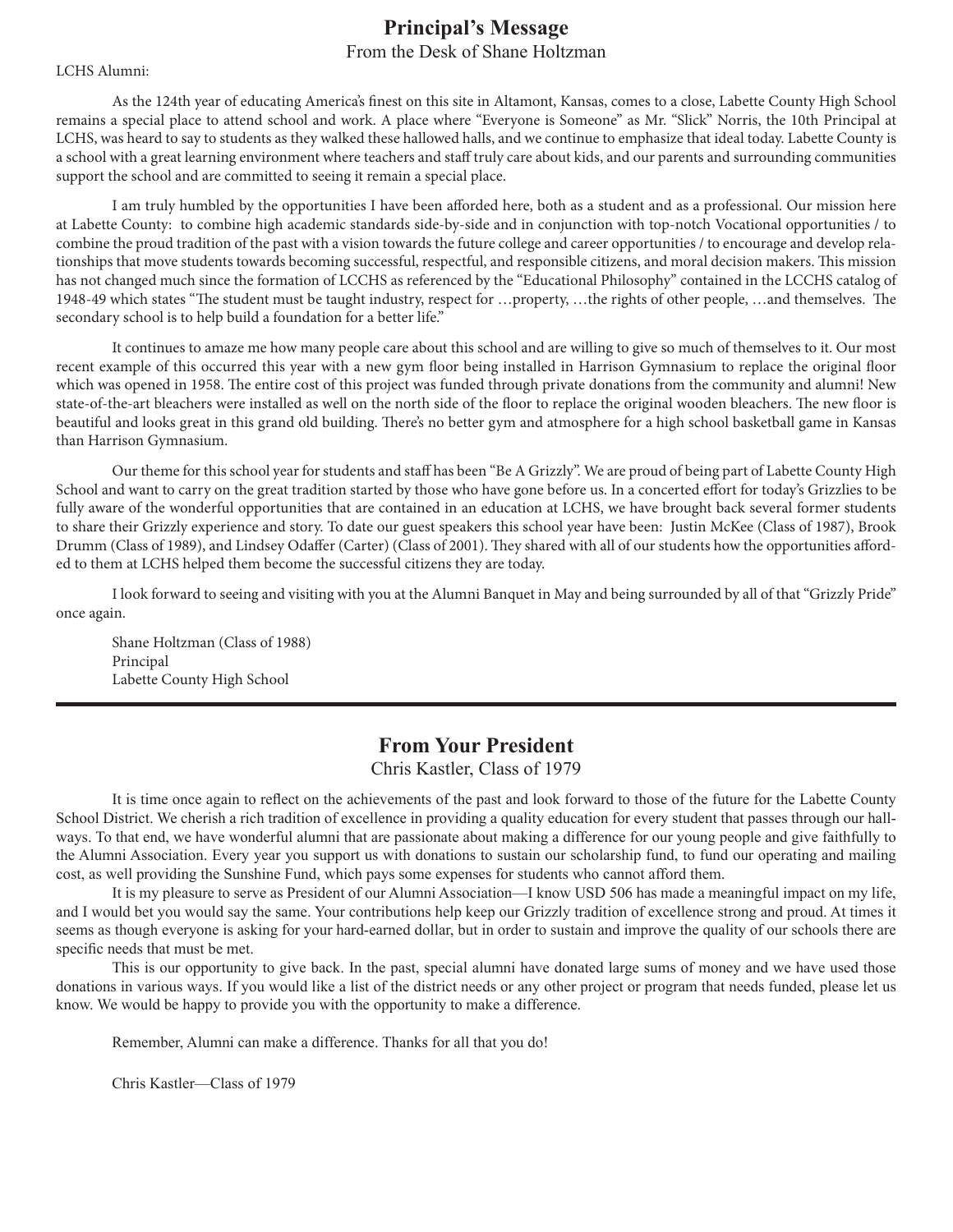## Principal's Message

From the Desk of Shane Holtzman

LCHS Alumni:

As the 124th year of educating America's finest on this site in Altamont, Kansas, comes to a close, Labette County High School remains a special place to attend school and work. A place where "Everyone is Someone" as Mr. "Slick" Norris, the 10th Principal at LCHS, was heard to say to students as they walked these hallowed halls, and we continue to emphasize that ideal today. Labette County is a school with a great learning environment where teachers and staff truly care about kids, and our parents and surrounding communities support the school and are committed to seeing it remain a special place.

I am truly humbled by the opportunities I have been afforded here, both as a student and as a professional. Our mission here at Labette County: to combine high academic standards side-by-side and in conjunction with top-notch Vocational opportunities / to combine the proud tradition of the past with a vision towards the future college and career opportunities / to encourage and develop relationships that move students towards becoming successful, respectful, and responsible citizens, and moral decision makers. This mission has not changed much since the formation of LCCHS as referenced by the "Educational Philosophy" contained in the LCCHS catalog of 1948-49 which states "The student must be taught industry, respect for …property, …the rights of other people, …and themselves. The secondary school is to help build a foundation for a better life."

It continues to amaze me how many people care about this school and are willing to give so much of themselves to it. Our most recent example of this occurred this year with a new gym floor being installed in Harrison Gymnasium to replace the original floor which was opened in 1958. The entire cost of this project was funded through private donations from the community and alumni! New state-of-the-art bleachers were installed as well on the north side of the floor to replace the original wooden bleachers. The new floor is beautiful and looks great in this grand old building. There's no better gym and atmosphere for a high school basketball game in Kansas than Harrison Gymnasium.

Our theme for this school year for students and staff has been "Be A Grizzly". We are proud of being part of Labette County High School and want to carry on the great tradition started by those who have gone before us. In a concerted effort for today's Grizzlies to be fully aware of the wonderful opportunities that are contained in an education at LCHS, we have brought back several former students to share their Grizzly experience and story. To date our guest speakers this school year have been: Justin McKee (Class of 1987), Brook Drumm (Class of 1989), and Lindsey Odaffer (Carter) (Class of 2001). They shared with all of our students how the opportunities afforded to them at LCHS helped them become the successful citizens they are today.

I look forward to seeing and visiting with you at the Alumni Banquet in May and being surrounded by all of that "Grizzly Pride" once again.

Shane Holtzman (Class of 1988)
Principal
Labette County High School

---

## From Your President

Chris Kastler, Class of 1979

It is time once again to reflect on the achievements of the past and look forward to those of the future for the Labette County School District. We cherish a rich tradition of excellence in providing a quality education for every student that passes through our hallways. To that end, we have wonderful alumni that are passionate about making a difference for our young people and give faithfully to the Alumni Association. Every year you support us with donations to sustain our scholarship fund, to fund our operating and mailing cost, as well providing the Sunshine Fund, which pays some expenses for students who cannot afford them.

It is my pleasure to serve as President of our Alumni Association—I know USD 506 has made a meaningful impact on my life, and I would bet you would say the same. Your contributions help keep our Grizzly tradition of excellence strong and proud. At times it seems as though everyone is asking for your hard-earned dollar, but in order to sustain and improve the quality of our schools there are specific needs that must be met.

This is our opportunity to give back. In the past, special alumni have donated large sums of money and we have used those donations in various ways. If you would like a list of the district needs or any other project or program that needs funded, please let us know. We would be happy to provide you with the opportunity to make a difference.

Remember, Alumni can make a difference. Thanks for all that you do!

Chris Kastler—Class of 1979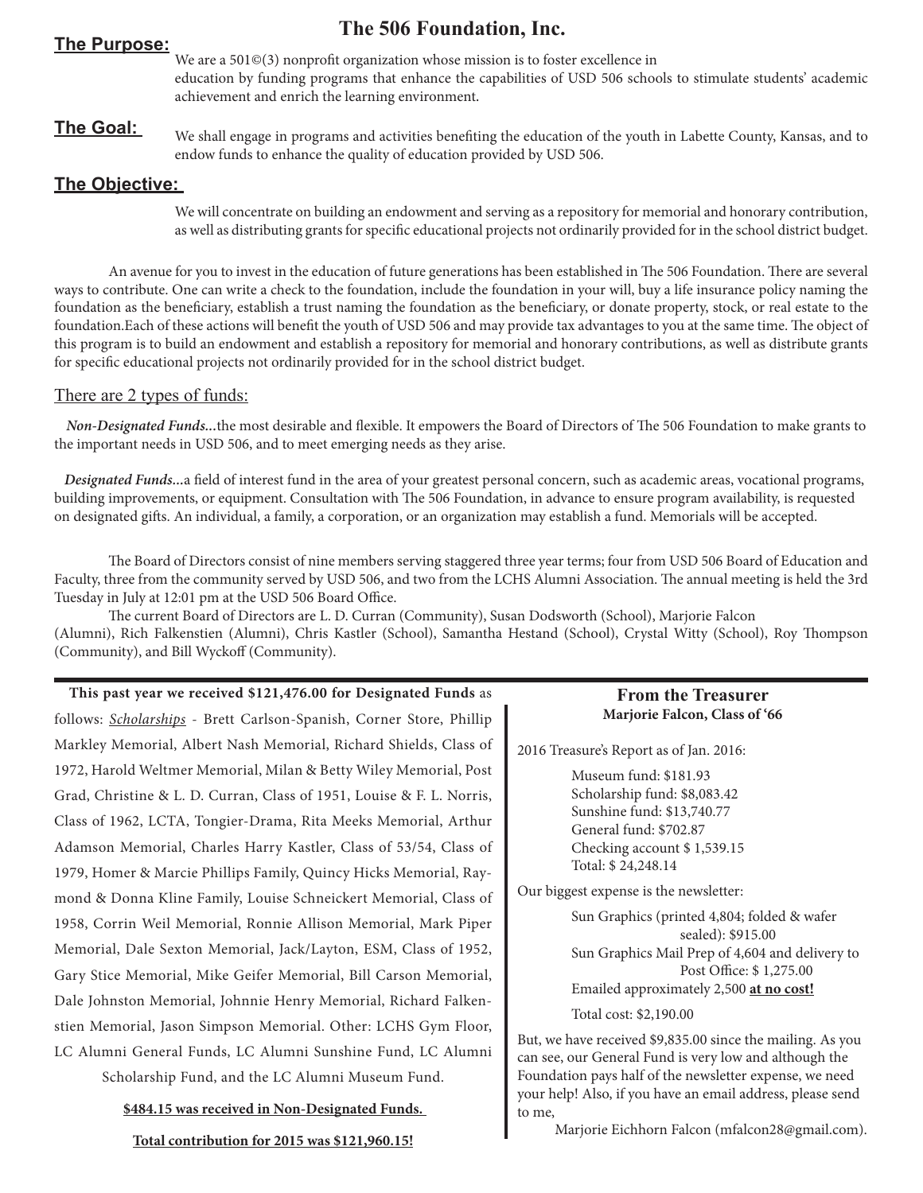# The 506 Foundation, Inc.

**The Purpose:**

We are a 501©(3) nonprofit organization whose mission is to foster excellence in education by funding programs that enhance the capabilities of USD 506 schools to stimulate students' academic achievement and enrich the learning environment.

**The Goal:**

We shall engage in programs and activities benefiting the education of the youth in Labette County, Kansas, and to endow funds to enhance the quality of education provided by USD 506.

**The Objective:**

We will concentrate on building an endowment and serving as a repository for memorial and honorary contribution, as well as distributing grants for specific educational projects not ordinarily provided for in the school district budget.

An avenue for you to invest in the education of future generations has been established in The 506 Foundation. There are several ways to contribute. One can write a check to the foundation, include the foundation in your will, buy a life insurance policy naming the foundation as the beneficiary, establish a trust naming the foundation as the beneficiary, or donate property, stock, or real estate to the foundation.Each of these actions will benefit the youth of USD 506 and may provide tax advantages to you at the same time. The object of this program is to build an endowment and establish a repository for memorial and honorary contributions, as well as distribute grants for specific educational projects not ordinarily provided for in the school district budget.

There are 2 types of funds:

***Non-Designated Funds...***the most desirable and flexible. It empowers the Board of Directors of The 506 Foundation to make grants to the important needs in USD 506, and to meet emerging needs as they arise.

***Designated Funds...***a field of interest fund in the area of your greatest personal concern, such as academic areas, vocational programs, building improvements, or equipment. Consultation with The 506 Foundation, in advance to ensure program availability, is requested on designated gifts. An individual, a family, a corporation, or an organization may establish a fund. Memorials will be accepted.

The Board of Directors consist of nine members serving staggered three year terms; four from USD 506 Board of Education and Faculty, three from the community served by USD 506, and two from the LCHS Alumni Association. The annual meeting is held the 3rd Tuesday in July at 12:01 pm at the USD 506 Board Office.

The current Board of Directors are L. D. Curran (Community), Susan Dodsworth (School), Marjorie Falcon (Alumni), Rich Falkenstien (Alumni), Chris Kastler (School), Samantha Hestand (School), Crystal Witty (School), Roy Thompson (Community), and Bill Wyckoff (Community).

**This past year we received $121,476.00 for Designated Funds** as follows: *Scholarships* - Brett Carlson-Spanish, Corner Store, Phillip Markley Memorial, Albert Nash Memorial, Richard Shields, Class of 1972, Harold Weltmer Memorial, Milan & Betty Wiley Memorial, Post Grad, Christine & L. D. Curran, Class of 1951, Louise & F. L. Norris, Class of 1962, LCTA, Tongier-Drama, Rita Meeks Memorial, Arthur Adamson Memorial, Charles Harry Kastler, Class of 53/54, Class of 1979, Homer & Marcie Phillips Family, Quincy Hicks Memorial, Raymond & Donna Kline Family, Louise Schneickert Memorial, Class of 1958, Corrin Weil Memorial, Ronnie Allison Memorial, Mark Piper Memorial, Dale Sexton Memorial, Jack/Layton, ESM, Class of 1952, Gary Stice Memorial, Mike Geifer Memorial, Bill Carson Memorial, Dale Johnston Memorial, Johnnie Henry Memorial, Richard Falkenstien Memorial, Jason Simpson Memorial. Other: LCHS Gym Floor, LC Alumni General Funds, LC Alumni Sunshine Fund, LC Alumni Scholarship Fund, and the LC Alumni Museum Fund.

**$484.15 was received in Non-Designated Funds.**

**Total contribution for 2015 was $121,960.15!**

## From the Treasurer

**Marjorie Falcon, Class of '66**

2016 Treasure's Report as of Jan. 2016:

Museum fund: $181.93
Scholarship fund: $8,083.42
Sunshine fund: $13,740.77
General fund: $702.87
Checking account $ 1,539.15
Total: $ 24,248.14

Our biggest expense is the newsletter:

Sun Graphics (printed 4,804; folded & wafer sealed): $915.00
Sun Graphics Mail Prep of 4,604 and delivery to Post Office: $ 1,275.00
Emailed approximately 2,500 **at no cost!**

Total cost: $2,190.00

But, we have received $9,835.00 since the mailing. As you can see, our General Fund is very low and although the Foundation pays half of the newsletter expense, we need your help! Also, if you have an email address, please send to me,

Marjorie Eichhorn Falcon (mfalcon28@gmail.com).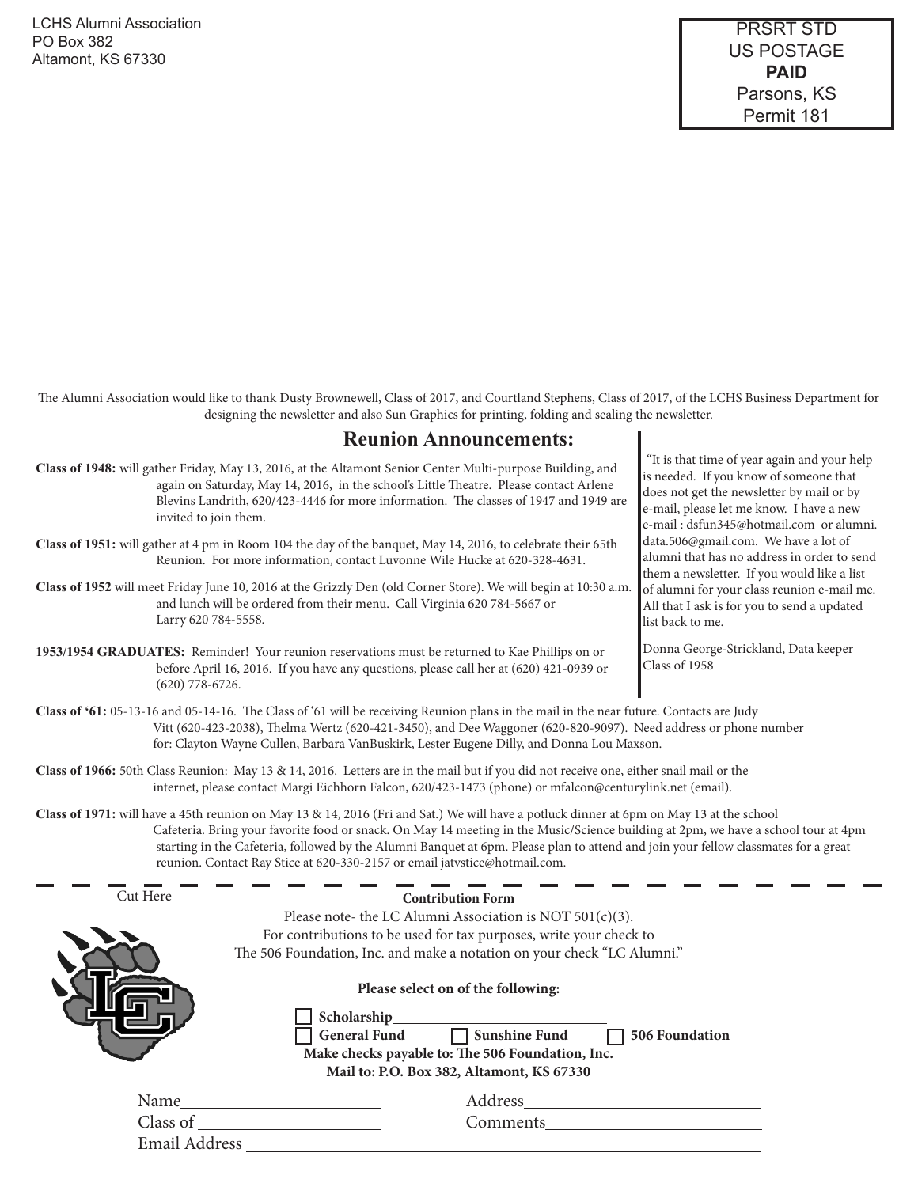LCHS Alumni Association
PO Box 382
Altamont, KS 67330

PRSRT STD
US POSTAGE
**PAID**
Parsons, KS
Permit 181

The Alumni Association would like to thank Dusty Brownewell, Class of 2017, and Courtland Stephens, Class of 2017, of the LCHS Business Department for designing the newsletter and also Sun Graphics for printing, folding and sealing the newsletter.

## Reunion Announcements:

**Class of 1948:** will gather Friday, May 13, 2016, at the Altamont Senior Center Multi-purpose Building, and again on Saturday, May 14, 2016, in the school's Little Theatre. Please contact Arlene Blevins Landrith, 620/423-4446 for more information. The classes of 1947 and 1949 are invited to join them.

**Class of 1951:** will gather at 4 pm in Room 104 the day of the banquet, May 14, 2016, to celebrate their 65th Reunion. For more information, contact Luvonne Wile Hucke at 620-328-4631.

**Class of 1952** will meet Friday June 10, 2016 at the Grizzly Den (old Corner Store). We will begin at 10:30 a.m. and lunch will be ordered from their menu. Call Virginia 620 784-5667 or Larry 620 784-5558.

**1953/1954 GRADUATES:** Reminder! Your reunion reservations must be returned to Kae Phillips on or before April 16, 2016. If you have any questions, please call her at (620) 421-0939 or (620) 778-6726.

"It is that time of year again and your help is needed. If you know of someone that does not get the newsletter by mail or by e-mail, please let me know. I have a new e-mail : dsfun345@hotmail.com or alumni.data.506@gmail.com. We have a lot of alumni that has no address in order to send them a newsletter. If you would like a list of alumni for your class reunion e-mail me. All that I ask is for you to send a updated list back to me.

Donna George-Strickland, Data keeper
Class of 1958

**Class of '61:** 05-13-16 and 05-14-16. The Class of '61 will be receiving Reunion plans in the mail in the near future. Contacts are Judy Vitt (620-423-2038), Thelma Wertz (620-421-3450), and Dee Waggoner (620-820-9097). Need address or phone number for: Clayton Wayne Cullen, Barbara VanBuskirk, Lester Eugene Dilly, and Donna Lou Maxson.

**Class of 1966:** 50th Class Reunion: May 13 & 14, 2016. Letters are in the mail but if you did not receive one, either snail mail or the internet, please contact Margi Eichhorn Falcon, 620/423-1473 (phone) or mfalcon@centurylink.net (email).

**Class of 1971:** will have a 45th reunion on May 13 & 14, 2016 (Fri and Sat.) We will have a potluck dinner at 6pm on May 13 at the school Cafeteria. Bring your favorite food or snack. On May 14 meeting in the Music/Science building at 2pm, we have a school tour at 4pm starting in the Cafeteria, followed by the Alumni Banquet at 6pm. Please plan to attend and join your fellow classmates for a great reunion. Contact Ray Stice at 620-330-2157 or email jatvstice@hotmail.com.

---

Cut Here

**Contribution Form**

Please note- the LC Alumni Association is NOT 501(c)(3).
For contributions to be used for tax purposes, write your check to
The 506 Foundation, Inc. and make a notation on your check "LC Alumni."

**Please select on of the following:**

- ☐ **Scholarship**\_\_\_\_\_\_\_\_\_\_\_\_\_\_\_\_\_\_\_\_
- ☐ **General Fund** ☐ **Sunshine Fund** ☐ **506 Foundation**

**Make checks payable to: The 506 Foundation, Inc.**
**Mail to: P.O. Box 382, Altamont, KS 67330**

Name\_\_\_\_\_\_\_\_\_\_\_\_\_\_\_\_\_\_\_\_ Address\_\_\_\_\_\_\_\_\_\_\_\_\_\_\_\_\_\_\_\_
Class of \_\_\_\_\_\_\_\_\_\_\_\_\_\_\_\_\_\_\_\_ Comments\_\_\_\_\_\_\_\_\_\_\_\_\_\_\_\_\_\_\_\_
Email Address \_\_\_\_\_\_\_\_\_\_\_\_\_\_\_\_\_\_\_\_\_\_\_\_\_\_\_\_\_\_\_\_\_\_\_\_\_\_\_\_